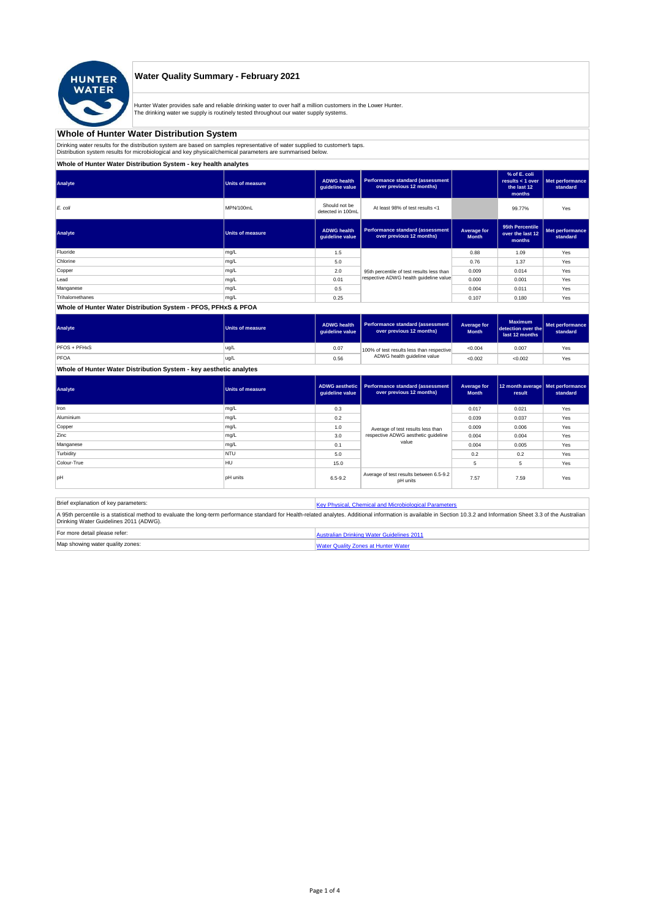# Water Quality Summary - February 2021

Hunter Water provides safe and reliable drinking water to over half a million customers in the Lower Hunter.
The drinking water we supply is routinely tested throughout our water supply systems.

## Whole of Hunter Water Distribution System

Drinking water results for the distribution system are based on samples representative of water supplied to customer's taps.
Distribution system results for microbiological and key physical/chemical parameters are summarised below.

### Whole of Hunter Water Distribution System - key health analytes

| Analyte | Units of measure | ADWG health guideline value | Performance standard (assessment over previous 12 months) | | % of E. coli results < 1 over the last 12 months | Met performance standard |
|---|---|---|---|---|---|---|
| *E. coli* | MPN/100mL | Should not be detected in 100mL | At least 98% of test results <1 | | 99.77% | Yes |

| Analyte | Units of measure | ADWG health guideline value | Performance standard (assessment over previous 12 months) | Average for Month | 95th Percentile over the last 12 months | Met performance standard |
|---|---|---|---|---|---|---|
| Fluoride | mg/L | 1.5 | 95th percentile of test results less than respective ADWG health guideline value | 0.88 | 1.09 | Yes |
| Chlorine | mg/L | 5.0 | | 0.76 | 1.37 | Yes |
| Copper | mg/L | 2.0 | | 0.009 | 0.014 | Yes |
| Lead | mg/L | 0.01 | | 0.000 | 0.001 | Yes |
| Manganese | mg/L | 0.5 | | 0.004 | 0.011 | Yes |
| Trihalomethanes | mg/L | 0.25 | | 0.107 | 0.180 | Yes |

### Whole of Hunter Water Distribution System - PFOS, PFHxS & PFOA

| Analyte | Units of measure | ADWG health guideline value | Performance standard (assessment over previous 12 months) | Average for Month | Maximum detection over the last 12 months | Met performance standard |
|---|---|---|---|---|---|---|
| PFOS + PFHxS | ug/L | 0.07 | 100% of test results less than respective ADWG health guideline value | <0.004 | 0.007 | Yes |
| PFOA | ug/L | 0.56 | | <0.002 | <0.002 | Yes |

### Whole of Hunter Water Distribution System - key aesthetic analytes

| Analyte | Units of measure | ADWG aesthetic guideline value | Performance standard (assessment over previous 12 months) | Average for Month | 12 month average result | Met performance standard |
|---|---|---|---|---|---|---|
| Iron | mg/L | 0.3 | Average of test results less than respective ADWG aesthetic guideline value | 0.017 | 0.021 | Yes |
| Aluminium | mg/L | 0.2 | | 0.039 | 0.037 | Yes |
| Copper | mg/L | 1.0 | | 0.009 | 0.006 | Yes |
| Zinc | mg/L | 3.0 | | 0.004 | 0.004 | Yes |
| Manganese | mg/L | 0.1 | | 0.004 | 0.005 | Yes |
| Turbidity | NTU | 5.0 | | 0.2 | 0.2 | Yes |
| Colour-True | HU | 15.0 | | 5 | 5 | Yes |
| pH | pH units | 6.5-9.2 | Average of test results between 6.5-9.2 pH units | 7.57 | 7.59 | Yes |

| | |
|---|---|
| Brief explanation of key parameters: | Key Physical, Chemical and Microbiological Parameters |
| A 95th percentile is a statistical method to evaluate the long-term performance standard for Health-related analytes. Additional information is available in Section 10.3.2 and Information Sheet 3.3 of the Australian Drinking Water Guidelines 2011 (ADWG). | |
| For more detail please refer: | Australian Drinking Water Guidelines 2011 |
| Map showing water quality zones: | Water Quality Zones at Hunter Water |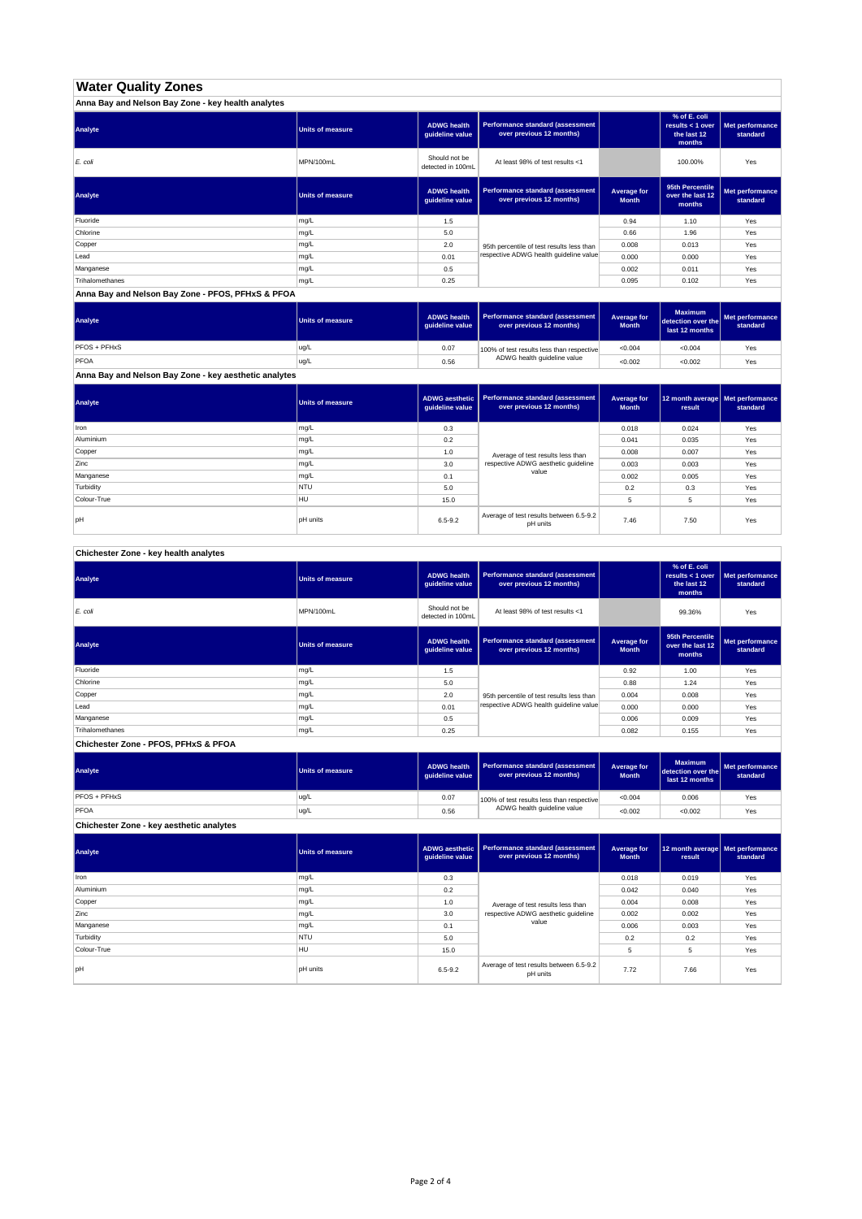# Water Quality Zones

## Anna Bay and Nelson Bay Zone - key health analytes

| Analyte | Units of measure | ADWG health guideline value | Performance standard (assessment over previous 12 months) | | % of E. coli results < 1 over the last 12 months | Met performance standard |
|---|---|---|---|---|---|---|
| *E. coli* | MPN/100mL | Should not be detected in 100mL | At least 98% of test results <1 | | 100.00% | Yes |

| Analyte | Units of measure | ADWG health guideline value | Performance standard (assessment over previous 12 months) | Average for Month | 95th Percentile over the last 12 months | Met performance standard |
|---|---|---|---|---|---|---|
| Fluoride | mg/L | 1.5 | 95th percentile of test results less than respective ADWG health guideline value | 0.94 | 1.10 | Yes |
| Chlorine | mg/L | 5.0 | | 0.66 | 1.96 | Yes |
| Copper | mg/L | 2.0 | | 0.008 | 0.013 | Yes |
| Lead | mg/L | 0.01 | | 0.000 | 0.000 | Yes |
| Manganese | mg/L | 0.5 | | 0.002 | 0.011 | Yes |
| Trihalomethanes | mg/L | 0.25 | | 0.095 | 0.102 | Yes |

## Anna Bay and Nelson Bay Zone - PFOS, PFHxS & PFOA

| Analyte | Units of measure | ADWG health guideline value | Performance standard (assessment over previous 12 months) | Average for Month | Maximum detection over the last 12 months | Met performance standard |
|---|---|---|---|---|---|---|
| PFOS + PFHxS | ug/L | 0.07 | 100% of test results less than respective ADWG health guideline value | <0.004 | <0.004 | Yes |
| PFOA | ug/L | 0.56 | | <0.002 | <0.002 | Yes |

## Anna Bay and Nelson Bay Zone - key aesthetic analytes

| Analyte | Units of measure | ADWG aesthetic guideline value | Performance standard (assessment over previous 12 months) | Average for Month | 12 month average result | Met performance standard |
|---|---|---|---|---|---|---|
| Iron | mg/L | 0.3 | Average of test results less than respective ADWG aesthetic guideline value | 0.018 | 0.024 | Yes |
| Aluminium | mg/L | 0.2 | | 0.041 | 0.035 | Yes |
| Copper | mg/L | 1.0 | | 0.008 | 0.007 | Yes |
| Zinc | mg/L | 3.0 | | 0.003 | 0.003 | Yes |
| Manganese | mg/L | 0.1 | | 0.002 | 0.005 | Yes |
| Turbidity | NTU | 5.0 | | 0.2 | 0.3 | Yes |
| Colour-True | HU | 15.0 | | 5 | 5 | Yes |
| pH | pH units | 6.5-9.2 | Average of test results between 6.5-9.2 pH units | 7.46 | 7.50 | Yes |

## Chichester Zone - key health analytes

| Analyte | Units of measure | ADWG health guideline value | Performance standard (assessment over previous 12 months) | | % of E. coli results < 1 over the last 12 months | Met performance standard |
|---|---|---|---|---|---|---|
| *E. coli* | MPN/100mL | Should not be detected in 100mL | At least 98% of test results <1 | | 99.36% | Yes |

| Analyte | Units of measure | ADWG health guideline value | Performance standard (assessment over previous 12 months) | Average for Month | 95th Percentile over the last 12 months | Met performance standard |
|---|---|---|---|---|---|---|
| Fluoride | mg/L | 1.5 | 95th percentile of test results less than respective ADWG health guideline value | 0.92 | 1.00 | Yes |
| Chlorine | mg/L | 5.0 | | 0.88 | 1.24 | Yes |
| Copper | mg/L | 2.0 | | 0.004 | 0.008 | Yes |
| Lead | mg/L | 0.01 | | 0.000 | 0.000 | Yes |
| Manganese | mg/L | 0.5 | | 0.006 | 0.009 | Yes |
| Trihalomethanes | mg/L | 0.25 | | 0.082 | 0.155 | Yes |

## Chichester Zone - PFOS, PFHxS & PFOA

| Analyte | Units of measure | ADWG health guideline value | Performance standard (assessment over previous 12 months) | Average for Month | Maximum detection over the last 12 months | Met performance standard |
|---|---|---|---|---|---|---|
| PFOS + PFHxS | ug/L | 0.07 | 100% of test results less than respective ADWG health guideline value | <0.004 | 0.006 | Yes |
| PFOA | ug/L | 0.56 | | <0.002 | <0.002 | Yes |

## Chichester Zone - key aesthetic analytes

| Analyte | Units of measure | ADWG aesthetic guideline value | Performance standard (assessment over previous 12 months) | Average for Month | 12 month average result | Met performance standard |
|---|---|---|---|---|---|---|
| Iron | mg/L | 0.3 | Average of test results less than respective ADWG aesthetic guideline value | 0.018 | 0.019 | Yes |
| Aluminium | mg/L | 0.2 | | 0.042 | 0.040 | Yes |
| Copper | mg/L | 1.0 | | 0.004 | 0.008 | Yes |
| Zinc | mg/L | 3.0 | | 0.002 | 0.002 | Yes |
| Manganese | mg/L | 0.1 | | 0.006 | 0.003 | Yes |
| Turbidity | NTU | 5.0 | | 0.2 | 0.2 | Yes |
| Colour-True | HU | 15.0 | | 5 | 5 | Yes |
| pH | pH units | 6.5-9.2 | Average of test results between 6.5-9.2 pH units | 7.72 | 7.66 | Yes |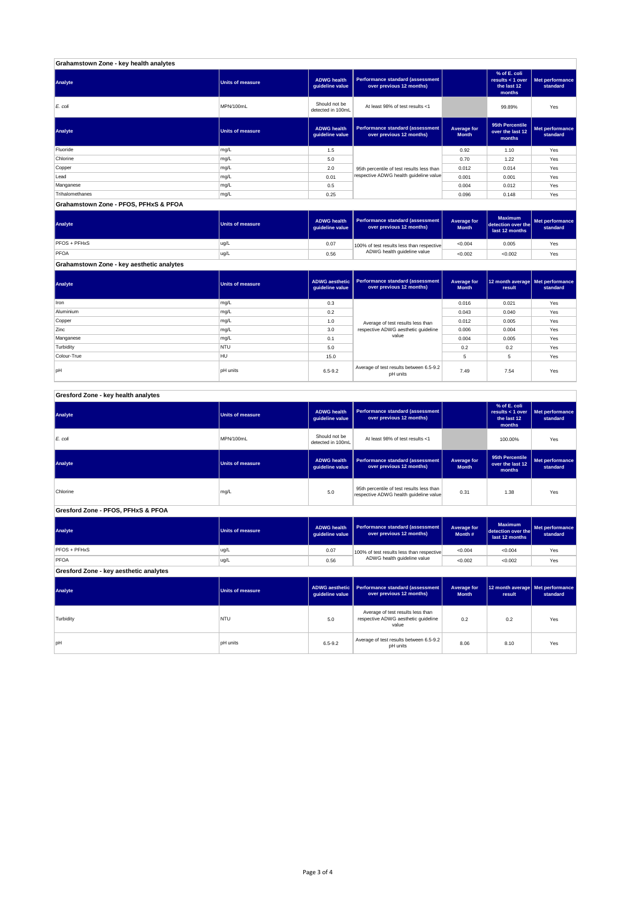## Grahamstown Zone - key health analytes

| Analyte | Units of measure | ADWG health guideline value | Performance standard (assessment over previous 12 months) | | % of E. coli results < 1 over the last 12 months | Met performance standard |
|---|---|---|---|---|---|---|
| *E. coli* | MPN/100mL | Should not be detected in 100mL | At least 98% of test results <1 | | 99.89% | Yes |

| Analyte | Units of measure | ADWG health guideline value | Performance standard (assessment over previous 12 months) | Average for Month | 95th Percentile over the last 12 months | Met performance standard |
|---|---|---|---|---|---|---|
| Fluoride | mg/L | 1.5 | 95th percentile of test results less than respective ADWG health guideline value | 0.92 | 1.10 | Yes |
| Chlorine | mg/L | 5.0 | | 0.70 | 1.22 | Yes |
| Copper | mg/L | 2.0 | | 0.012 | 0.014 | Yes |
| Lead | mg/L | 0.01 | | 0.001 | 0.001 | Yes |
| Manganese | mg/L | 0.5 | | 0.004 | 0.012 | Yes |
| Trihalomethanes | mg/L | 0.25 | | 0.096 | 0.148 | Yes |

## Grahamstown Zone - PFOS, PFHxS & PFOA

| Analyte | Units of measure | ADWG health guideline value | Performance standard (assessment over previous 12 months) | Average for Month | Maximum detection over the last 12 months | Met performance standard |
|---|---|---|---|---|---|---|
| PFOS + PFHxS | ug/L | 0.07 | 100% of test results less than respective ADWG health guideline value | <0.004 | 0.005 | Yes |
| PFOA | ug/L | 0.56 | | <0.002 | <0.002 | Yes |

## Grahamstown Zone - key aesthetic analytes

| Analyte | Units of measure | ADWG aesthetic guideline value | Performance standard (assessment over previous 12 months) | Average for Month | 12 month average result | Met performance standard |
|---|---|---|---|---|---|---|
| Iron | mg/L | 0.3 | Average of test results less than respective ADWG aesthetic guideline value | 0.016 | 0.021 | Yes |
| Aluminium | mg/L | 0.2 | | 0.043 | 0.040 | Yes |
| Copper | mg/L | 1.0 | | 0.012 | 0.005 | Yes |
| Zinc | mg/L | 3.0 | | 0.006 | 0.004 | Yes |
| Manganese | mg/L | 0.1 | | 0.004 | 0.005 | Yes |
| Turbidity | NTU | 5.0 | | 0.2 | 0.2 | Yes |
| Colour-True | HU | 15.0 | | 5 | 5 | Yes |
| pH | pH units | 6.5-9.2 | Average of test results between 6.5-9.2 pH units | 7.49 | 7.54 | Yes |

## Gresford Zone - key health analytes

| Analyte | Units of measure | ADWG health guideline value | Performance standard (assessment over previous 12 months) | | % of E. coli results < 1 over the last 12 months | Met performance standard |
|---|---|---|---|---|---|---|
| *E. coli* | MPN/100mL | Should not be detected in 100mL | At least 98% of test results <1 | | 100.00% | Yes |

| Analyte | Units of measure | ADWG health guideline value | Performance standard (assessment over previous 12 months) | Average for Month | 95th Percentile over the last 12 months | Met performance standard |
|---|---|---|---|---|---|---|
| Chlorine | mg/L | 5.0 | 95th percentile of test results less than respective ADWG health guideline value | 0.31 | 1.38 | Yes |

## Gresford Zone - PFOS, PFHxS & PFOA

| Analyte | Units of measure | ADWG health guideline value | Performance standard (assessment over previous 12 months) | Average for Month # | Maximum detection over the last 12 months | Met performance standard |
|---|---|---|---|---|---|---|
| PFOS + PFHxS | ug/L | 0.07 | 100% of test results less than respective ADWG health guideline value | <0.004 | <0.004 | Yes |
| PFOA | ug/L | 0.56 | | <0.002 | <0.002 | Yes |

## Gresford Zone - key aesthetic analytes

| Analyte | Units of measure | ADWG aesthetic guideline value | Performance standard (assessment over previous 12 months) | Average for Month | 12 month average result | Met performance standard |
|---|---|---|---|---|---|---|
| Turbidity | NTU | 5.0 | Average of test results less than respective ADWG aesthetic guideline value | 0.2 | 0.2 | Yes |
| pH | pH units | 6.5-9.2 | Average of test results between 6.5-9.2 pH units | 8.06 | 8.10 | Yes |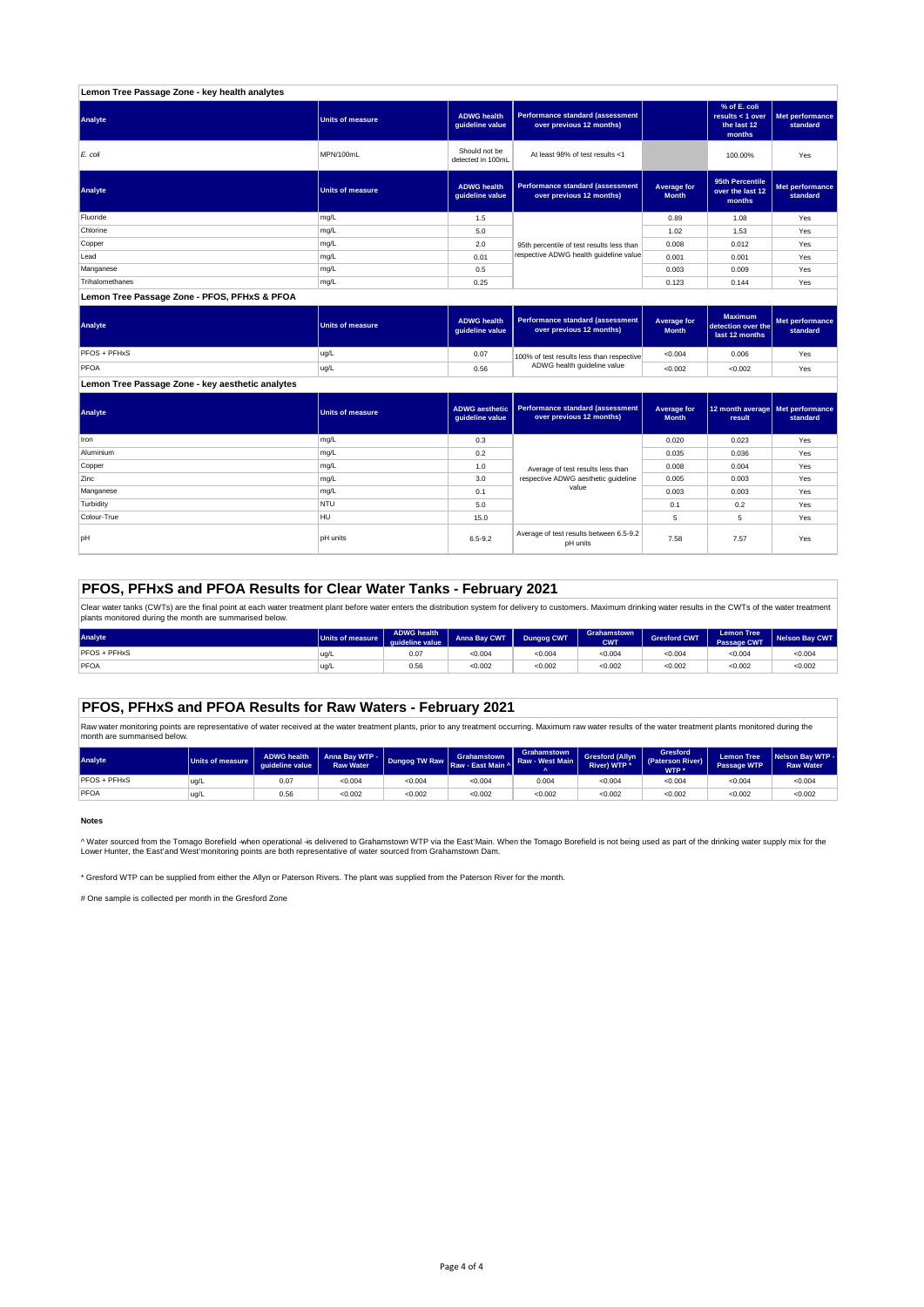## Lemon Tree Passage Zone - key health analytes

| Analyte | Units of measure | ADWG health guideline value | Performance standard (assessment over previous 12 months) | | % of E. coli results < 1 over the last 12 months | Met performance standard |
|---|---|---|---|---|---|---|
| *E. coli* | MPN/100mL | Should not be detected in 100mL | At least 98% of test results <1 | | 100.00% | Yes |

| Analyte | Units of measure | ADWG health guideline value | Performance standard (assessment over previous 12 months) | Average for Month | 95th Percentile over the last 12 months | Met performance standard |
|---|---|---|---|---|---|---|
| Fluoride | mg/L | 1.5 | 95th percentile of test results less than respective ADWG health guideline value | 0.89 | 1.08 | Yes |
| Chlorine | mg/L | 5.0 | | 1.02 | 1.53 | Yes |
| Copper | mg/L | 2.0 | | 0.008 | 0.012 | Yes |
| Lead | mg/L | 0.01 | | 0.001 | 0.001 | Yes |
| Manganese | mg/L | 0.5 | | 0.003 | 0.009 | Yes |
| Trihalomethanes | mg/L | 0.25 | | 0.123 | 0.144 | Yes |

## Lemon Tree Passage Zone - PFOS, PFHxS & PFOA

| Analyte | Units of measure | ADWG health guideline value | Performance standard (assessment over previous 12 months) | Average for Month | Maximum detection over the last 12 months | Met performance standard |
|---|---|---|---|---|---|---|
| PFOS + PFHxS | ug/L | 0.07 | 100% of test results less than respective ADWG health guideline value | <0.004 | 0.006 | Yes |
| PFOA | ug/L | 0.56 | | <0.002 | <0.002 | Yes |

## Lemon Tree Passage Zone - key aesthetic analytes

| Analyte | Units of measure | ADWG aesthetic guideline value | Performance standard (assessment over previous 12 months) | Average for Month | 12 month average result | Met performance standard |
|---|---|---|---|---|---|---|
| Iron | mg/L | 0.3 | Average of test results less than respective ADWG aesthetic guideline value | 0.020 | 0.023 | Yes |
| Aluminium | mg/L | 0.2 | | 0.035 | 0.036 | Yes |
| Copper | mg/L | 1.0 | | 0.008 | 0.004 | Yes |
| Zinc | mg/L | 3.0 | | 0.005 | 0.003 | Yes |
| Manganese | mg/L | 0.1 | | 0.003 | 0.003 | Yes |
| Turbidity | NTU | 5.0 | | 0.1 | 0.2 | Yes |
| Colour-True | HU | 15.0 | | 5 | 5 | Yes |
| pH | pH units | 6.5-9.2 | Average of test results between 6.5-9.2 pH units | 7.58 | 7.57 | Yes |

## PFOS, PFHxS and PFOA Results for Clear Water Tanks - February 2021

Clear water tanks (CWTs) are the final point at each water treatment plant before water enters the distribution system for delivery to customers. Maximum drinking water results in the CWTs of the water treatment plants monitored during the month are summarised below.

| Analyte | Units of measure | ADWG health guideline value | Anna Bay CWT | Dungog CWT | Grahamstown CWT | Gresford CWT | Lemon Tree Passage CWT | Nelson Bay CWT |
|---|---|---|---|---|---|---|---|---|
| PFOS + PFHxS | ug/L | 0.07 | <0.004 | <0.004 | <0.004 | <0.004 | <0.004 | <0.004 |
| PFOA | ug/L | 0.56 | <0.002 | <0.002 | <0.002 | <0.002 | <0.002 | <0.002 |

## PFOS, PFHxS and PFOA Results for Raw Waters - February 2021

Raw water monitoring points are representative of water received at the water treatment plants, prior to any treatment occurring. Maximum raw water results of the water treatment plants monitored during the month are summarised below.

| Analyte | Units of measure | ADWG health guideline value | Anna Bay WTP - Raw Water | Dungog TW Raw | Grahamstown Raw - East Main ^ | Grahamstown Raw - West Main ^ | Gresford (Allyn River) WTP * | Gresford (Paterson River) WTP * | Lemon Tree Passage WTP | Nelson Bay WTP - Raw Water |
|---|---|---|---|---|---|---|---|---|---|---|
| PFOS + PFHxS | ug/L | 0.07 | <0.004 | <0.004 | <0.004 | 0.004 | <0.004 | <0.004 | <0.004 | <0.004 |
| PFOA | ug/L | 0.56 | <0.002 | <0.002 | <0.002 | <0.002 | <0.002 | <0.002 | <0.002 | <0.002 |

**Notes**

^ Water sourced from the Tomago Borefield -when operational -is delivered to Grahamstown WTP via the East'Main. When the Tomago Borefield is not being used as part of the drinking water supply mix for the Lower Hunter, the East'and West'monitoring points are both representative of water sourced from Grahamstown Dam.

* Gresford WTP can be supplied from either the Allyn or Paterson Rivers. The plant was supplied from the Paterson River for the month.

# One sample is collected per month in the Gresford Zone